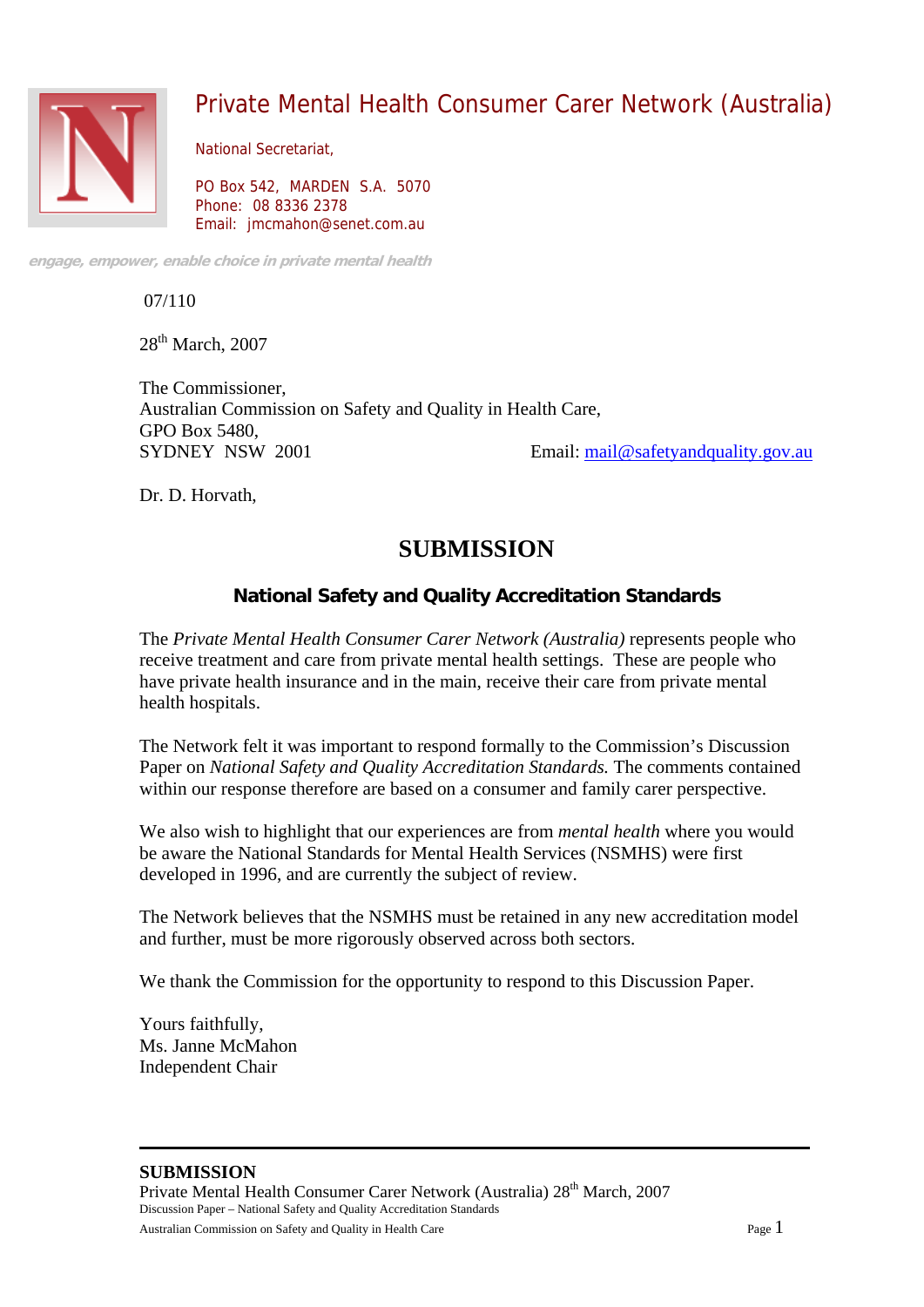# Private Mental Health Consumer Carer Network (Australia)

National Secretariat,

PO Box 542, MARDEN S.A. 5070
Phone: 08 8336 2378
Email: jmcmahon@senet.com.au

*engage, empower, enable choice in private mental health*

07/110

28th March, 2007

The Commissioner,
Australian Commission on Safety and Quality in Health Care,
GPO Box 5480,
SYDNEY NSW 2001 Email: mail@safetyandquality.gov.au

Dr. D. Horvath,

## SUBMISSION

### National Safety and Quality Accreditation Standards

The *Private Mental Health Consumer Carer Network (Australia)* represents people who receive treatment and care from private mental health settings. These are people who have private health insurance and in the main, receive their care from private mental health hospitals.

The Network felt it was important to respond formally to the Commission's Discussion Paper on *National Safety and Quality Accreditation Standards.* The comments contained within our response therefore are based on a consumer and family carer perspective.

We also wish to highlight that our experiences are from *mental health* where you would be aware the National Standards for Mental Health Services (NSMHS) were first developed in 1996, and are currently the subject of review.

The Network believes that the NSMHS must be retained in any new accreditation model and further, must be more rigorously observed across both sectors.

We thank the Commission for the opportunity to respond to this Discussion Paper.

Yours faithfully,
Ms. Janne McMahon
Independent Chair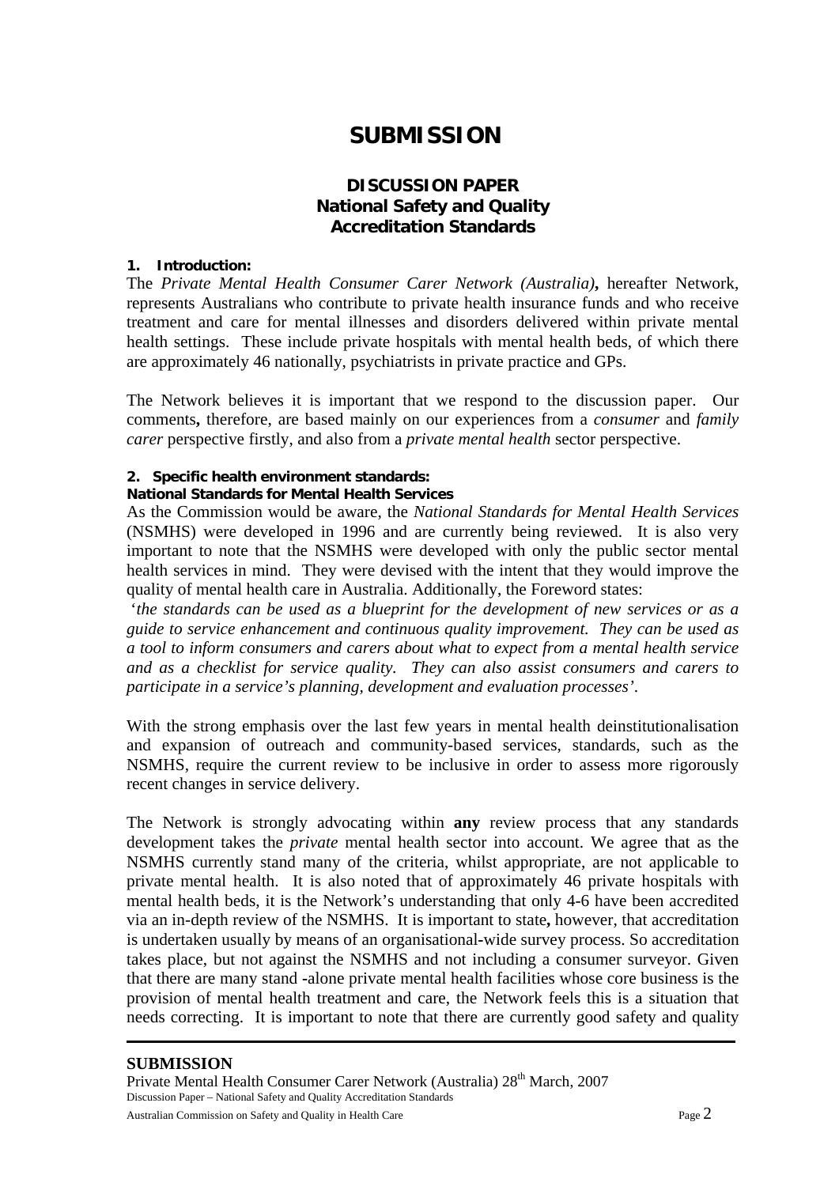# SUBMISSION

## DISCUSSION PAPER
## National Safety and Quality Accreditation Standards

### 1. Introduction:

The *Private Mental Health Consumer Carer Network (Australia)***,** hereafter Network, represents Australians who contribute to private health insurance funds and who receive treatment and care for mental illnesses and disorders delivered within private mental health settings. These include private hospitals with mental health beds, of which there are approximately 46 nationally, psychiatrists in private practice and GPs.

The Network believes it is important that we respond to the discussion paper. Our comments**,** therefore, are based mainly on our experiences from a *consumer* and *family carer* perspective firstly, and also from a *private mental health* sector perspective.

### 2. Specific health environment standards:

**National Standards for Mental Health Services**

As the Commission would be aware, the *National Standards for Mental Health Services* (NSMHS) were developed in 1996 and are currently being reviewed. It is also very important to note that the NSMHS were developed with only the public sector mental health services in mind. They were devised with the intent that they would improve the quality of mental health care in Australia. Additionally, the Foreword states:

'*the standards can be used as a blueprint for the development of new services or as a guide to service enhancement and continuous quality improvement. They can be used as a tool to inform consumers and carers about what to expect from a mental health service and as a checklist for service quality. They can also assist consumers and carers to participate in a service's planning, development and evaluation processes*'.

With the strong emphasis over the last few years in mental health deinstitutionalisation and expansion of outreach and community-based services, standards, such as the NSMHS, require the current review to be inclusive in order to assess more rigorously recent changes in service delivery.

The Network is strongly advocating within **any** review process that any standards development takes the *private* mental health sector into account. We agree that as the NSMHS currently stand many of the criteria, whilst appropriate, are not applicable to private mental health. It is also noted that of approximately 46 private hospitals with mental health beds, it is the Network's understanding that only 4-6 have been accredited via an in-depth review of the NSMHS. It is important to state**,** however, that accreditation is undertaken usually by means of an organisational-wide survey process. So accreditation takes place, but not against the NSMHS and not including a consumer surveyor. Given that there are many stand -alone private mental health facilities whose core business is the provision of mental health treatment and care, the Network feels this is a situation that needs correcting. It is important to note that there are currently good safety and quality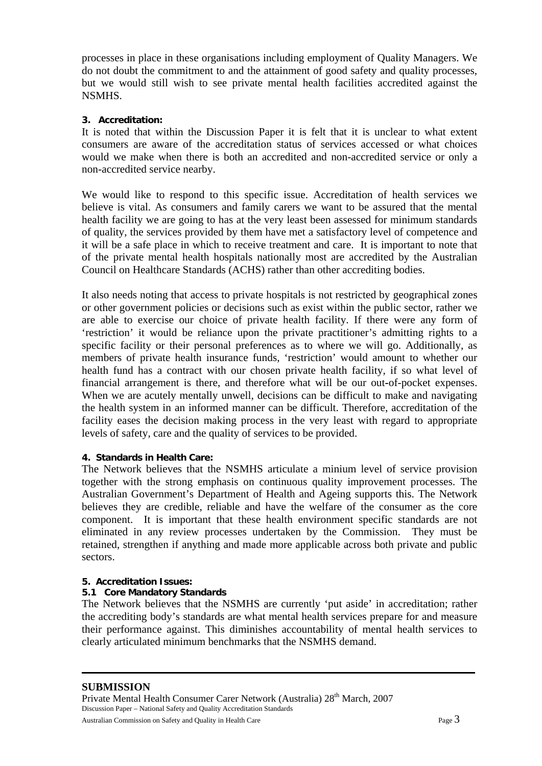processes in place in these organisations including employment of Quality Managers. We do not doubt the commitment to and the attainment of good safety and quality processes, but we would still wish to see private mental health facilities accredited against the NSMHS.

**3. Accreditation:**

It is noted that within the Discussion Paper it is felt that it is unclear to what extent consumers are aware of the accreditation status of services accessed or what choices would we make when there is both an accredited and non-accredited service or only a non-accredited service nearby.

We would like to respond to this specific issue. Accreditation of health services we believe is vital. As consumers and family carers we want to be assured that the mental health facility we are going to has at the very least been assessed for minimum standards of quality, the services provided by them have met a satisfactory level of competence and it will be a safe place in which to receive treatment and care. It is important to note that of the private mental health hospitals nationally most are accredited by the Australian Council on Healthcare Standards (ACHS) rather than other accrediting bodies.

It also needs noting that access to private hospitals is not restricted by geographical zones or other government policies or decisions such as exist within the public sector, rather we are able to exercise our choice of private health facility. If there were any form of 'restriction' it would be reliance upon the private practitioner's admitting rights to a specific facility or their personal preferences as to where we will go. Additionally, as members of private health insurance funds, 'restriction' would amount to whether our health fund has a contract with our chosen private health facility, if so what level of financial arrangement is there, and therefore what will be our out-of-pocket expenses. When we are acutely mentally unwell, decisions can be difficult to make and navigating the health system in an informed manner can be difficult. Therefore, accreditation of the facility eases the decision making process in the very least with regard to appropriate levels of safety, care and the quality of services to be provided.

**4. Standards in Health Care:**

The Network believes that the NSMHS articulate a minium level of service provision together with the strong emphasis on continuous quality improvement processes. The Australian Government's Department of Health and Ageing supports this. The Network believes they are credible, reliable and have the welfare of the consumer as the core component. It is important that these health environment specific standards are not eliminated in any review processes undertaken by the Commission. They must be retained, strengthen if anything and made more applicable across both private and public sectors.

**5. Accreditation Issues:**

**5.1 Core Mandatory Standards**

The Network believes that the NSMHS are currently 'put aside' in accreditation; rather the accrediting body's standards are what mental health services prepare for and measure their performance against. This diminishes accountability of mental health services to clearly articulated minimum benchmarks that the NSMHS demand.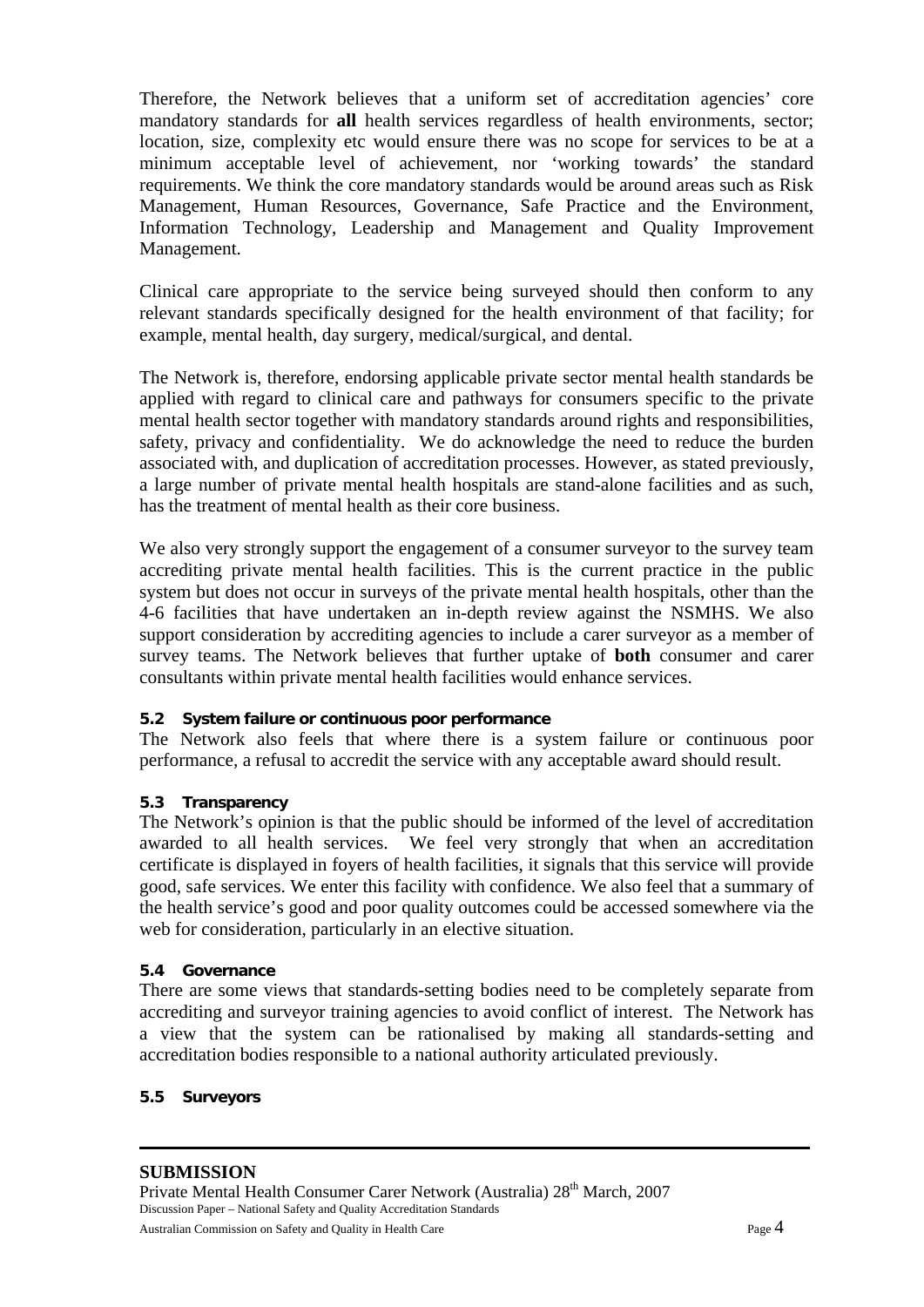Therefore, the Network believes that a uniform set of accreditation agencies' core mandatory standards for **all** health services regardless of health environments, sector; location, size, complexity etc would ensure there was no scope for services to be at a minimum acceptable level of achievement, nor 'working towards' the standard requirements. We think the core mandatory standards would be around areas such as Risk Management, Human Resources, Governance, Safe Practice and the Environment, Information Technology, Leadership and Management and Quality Improvement Management.

Clinical care appropriate to the service being surveyed should then conform to any relevant standards specifically designed for the health environment of that facility; for example, mental health, day surgery, medical/surgical, and dental.

The Network is, therefore, endorsing applicable private sector mental health standards be applied with regard to clinical care and pathways for consumers specific to the private mental health sector together with mandatory standards around rights and responsibilities, safety, privacy and confidentiality. We do acknowledge the need to reduce the burden associated with, and duplication of accreditation processes. However, as stated previously, a large number of private mental health hospitals are stand-alone facilities and as such, has the treatment of mental health as their core business.

We also very strongly support the engagement of a consumer surveyor to the survey team accrediting private mental health facilities. This is the current practice in the public system but does not occur in surveys of the private mental health hospitals, other than the 4-6 facilities that have undertaken an in-depth review against the NSMHS. We also support consideration by accrediting agencies to include a carer surveyor as a member of survey teams. The Network believes that further uptake of **both** consumer and carer consultants within private mental health facilities would enhance services.

### 5.2 System failure or continuous poor performance

The Network also feels that where there is a system failure or continuous poor performance, a refusal to accredit the service with any acceptable award should result.

### 5.3 Transparency

The Network's opinion is that the public should be informed of the level of accreditation awarded to all health services. We feel very strongly that when an accreditation certificate is displayed in foyers of health facilities, it signals that this service will provide good, safe services. We enter this facility with confidence. We also feel that a summary of the health service's good and poor quality outcomes could be accessed somewhere via the web for consideration, particularly in an elective situation.

### 5.4 Governance

There are some views that standards-setting bodies need to be completely separate from accrediting and surveyor training agencies to avoid conflict of interest. The Network has a view that the system can be rationalised by making all standards-setting and accreditation bodies responsible to a national authority articulated previously.

### 5.5 Surveyors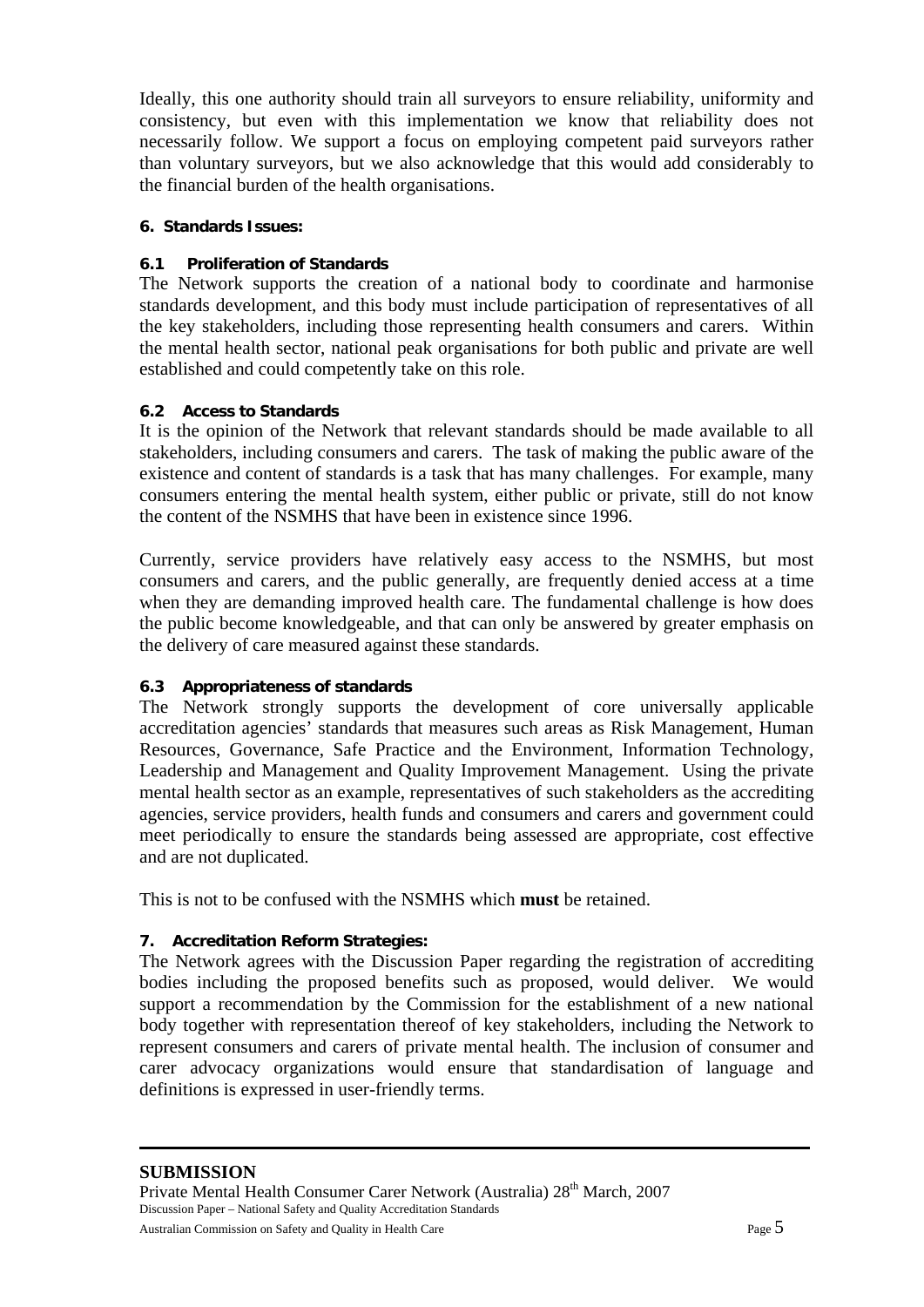Ideally, this one authority should train all surveyors to ensure reliability, uniformity and consistency, but even with this implementation we know that reliability does not necessarily follow. We support a focus on employing competent paid surveyors rather than voluntary surveyors, but we also acknowledge that this would add considerably to the financial burden of the health organisations.

**6. Standards Issues:**

**6.1 Proliferation of Standards**

The Network supports the creation of a national body to coordinate and harmonise standards development, and this body must include participation of representatives of all the key stakeholders, including those representing health consumers and carers. Within the mental health sector, national peak organisations for both public and private are well established and could competently take on this role.

**6.2 Access to Standards**

It is the opinion of the Network that relevant standards should be made available to all stakeholders, including consumers and carers. The task of making the public aware of the existence and content of standards is a task that has many challenges. For example, many consumers entering the mental health system, either public or private, still do not know the content of the NSMHS that have been in existence since 1996.

Currently, service providers have relatively easy access to the NSMHS, but most consumers and carers, and the public generally, are frequently denied access at a time when they are demanding improved health care. The fundamental challenge is how does the public become knowledgeable, and that can only be answered by greater emphasis on the delivery of care measured against these standards.

**6.3 Appropriateness of standards**

The Network strongly supports the development of core universally applicable accreditation agencies' standards that measures such areas as Risk Management, Human Resources, Governance, Safe Practice and the Environment, Information Technology, Leadership and Management and Quality Improvement Management. Using the private mental health sector as an example, representatives of such stakeholders as the accrediting agencies, service providers, health funds and consumers and carers and government could meet periodically to ensure the standards being assessed are appropriate, cost effective and are not duplicated.

This is not to be confused with the NSMHS which **must** be retained.

**7. Accreditation Reform Strategies:**

The Network agrees with the Discussion Paper regarding the registration of accrediting bodies including the proposed benefits such as proposed, would deliver. We would support a recommendation by the Commission for the establishment of a new national body together with representation thereof of key stakeholders, including the Network to represent consumers and carers of private mental health. The inclusion of consumer and carer advocacy organizations would ensure that standardisation of language and definitions is expressed in user-friendly terms.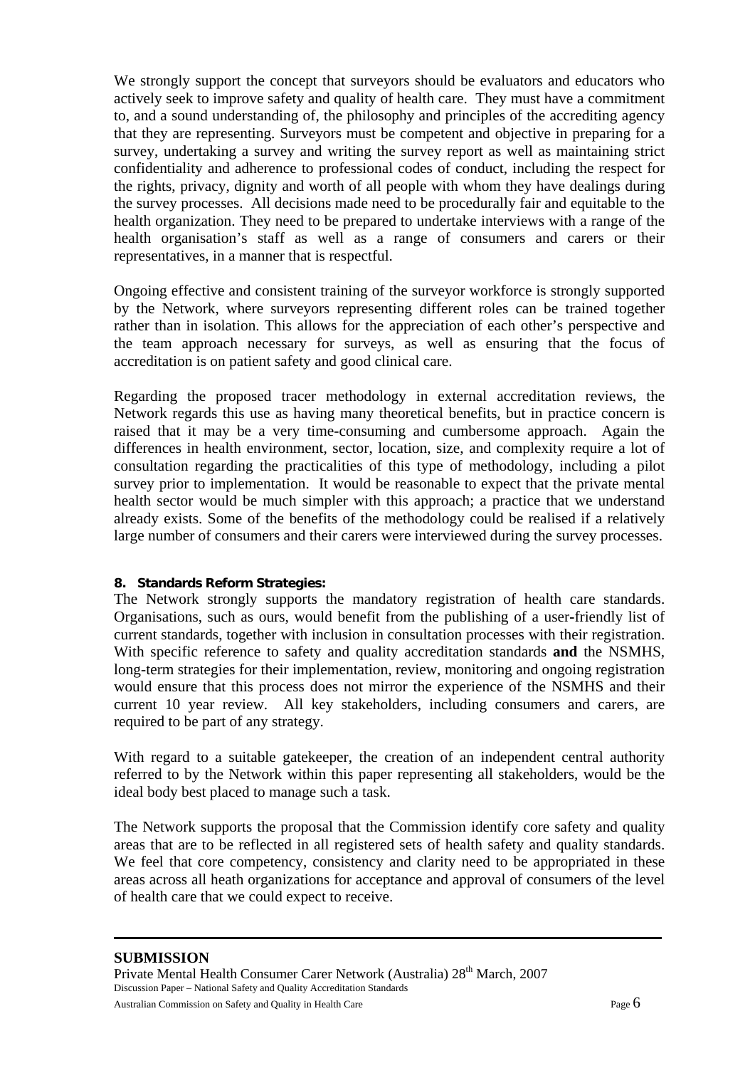We strongly support the concept that surveyors should be evaluators and educators who actively seek to improve safety and quality of health care. They must have a commitment to, and a sound understanding of, the philosophy and principles of the accrediting agency that they are representing. Surveyors must be competent and objective in preparing for a survey, undertaking a survey and writing the survey report as well as maintaining strict confidentiality and adherence to professional codes of conduct, including the respect for the rights, privacy, dignity and worth of all people with whom they have dealings during the survey processes. All decisions made need to be procedurally fair and equitable to the health organization. They need to be prepared to undertake interviews with a range of the health organisation's staff as well as a range of consumers and carers or their representatives, in a manner that is respectful.

Ongoing effective and consistent training of the surveyor workforce is strongly supported by the Network, where surveyors representing different roles can be trained together rather than in isolation. This allows for the appreciation of each other's perspective and the team approach necessary for surveys, as well as ensuring that the focus of accreditation is on patient safety and good clinical care.

Regarding the proposed tracer methodology in external accreditation reviews, the Network regards this use as having many theoretical benefits, but in practice concern is raised that it may be a very time-consuming and cumbersome approach. Again the differences in health environment, sector, location, size, and complexity require a lot of consultation regarding the practicalities of this type of methodology, including a pilot survey prior to implementation. It would be reasonable to expect that the private mental health sector would be much simpler with this approach; a practice that we understand already exists. Some of the benefits of the methodology could be realised if a relatively large number of consumers and their carers were interviewed during the survey processes.

**8. Standards Reform Strategies:**

The Network strongly supports the mandatory registration of health care standards. Organisations, such as ours, would benefit from the publishing of a user-friendly list of current standards, together with inclusion in consultation processes with their registration. With specific reference to safety and quality accreditation standards **and** the NSMHS, long-term strategies for their implementation, review, monitoring and ongoing registration would ensure that this process does not mirror the experience of the NSMHS and their current 10 year review. All key stakeholders, including consumers and carers, are required to be part of any strategy.

With regard to a suitable gatekeeper, the creation of an independent central authority referred to by the Network within this paper representing all stakeholders, would be the ideal body best placed to manage such a task.

The Network supports the proposal that the Commission identify core safety and quality areas that are to be reflected in all registered sets of health safety and quality standards. We feel that core competency, consistency and clarity need to be appropriated in these areas across all heath organizations for acceptance and approval of consumers of the level of health care that we could expect to receive.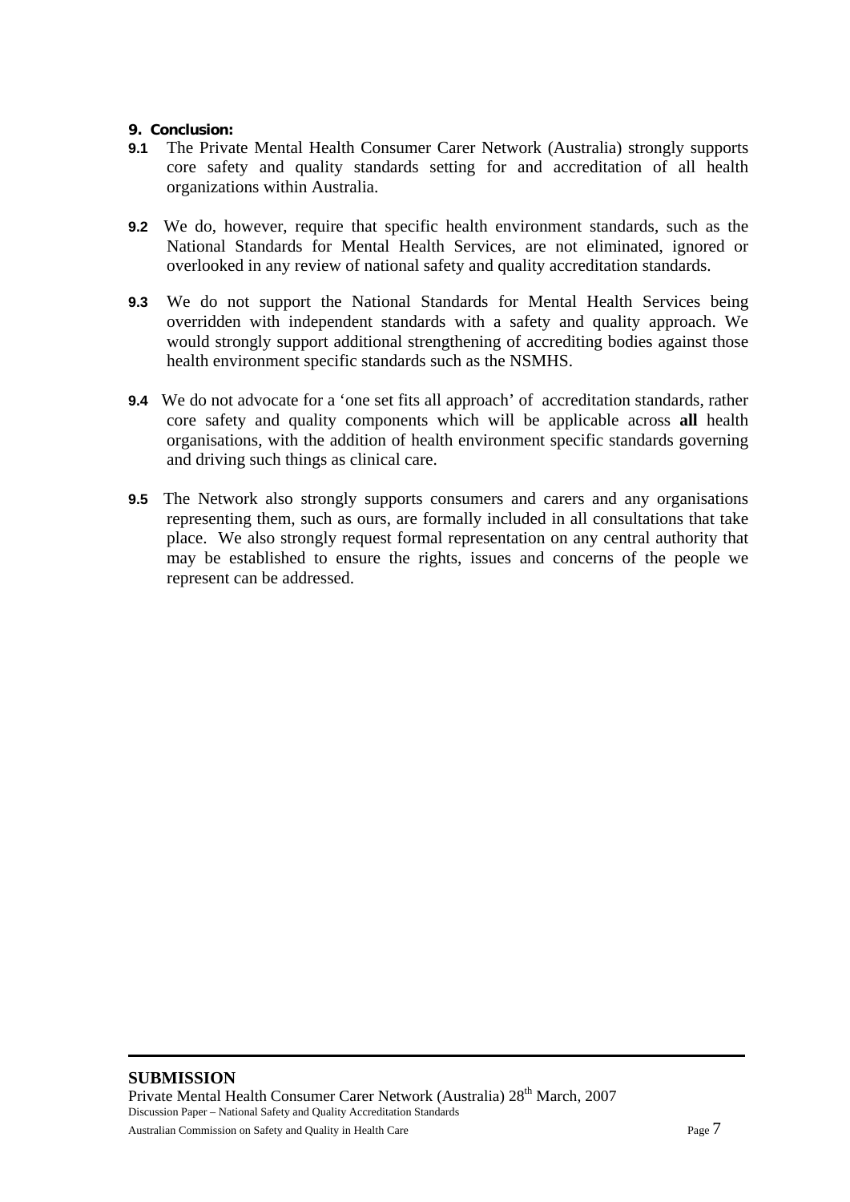## 9. Conclusion:

**9.1** The Private Mental Health Consumer Carer Network (Australia) strongly supports core safety and quality standards setting for and accreditation of all health organizations within Australia.

**9.2** We do, however, require that specific health environment standards, such as the National Standards for Mental Health Services, are not eliminated, ignored or overlooked in any review of national safety and quality accreditation standards.

**9.3** We do not support the National Standards for Mental Health Services being overridden with independent standards with a safety and quality approach. We would strongly support additional strengthening of accrediting bodies against those health environment specific standards such as the NSMHS.

**9.4** We do not advocate for a 'one set fits all approach' of accreditation standards, rather core safety and quality components which will be applicable across **all** health organisations, with the addition of health environment specific standards governing and driving such things as clinical care.

**9.5** The Network also strongly supports consumers and carers and any organisations representing them, such as ours, are formally included in all consultations that take place. We also strongly request formal representation on any central authority that may be established to ensure the rights, issues and concerns of the people we represent can be addressed.